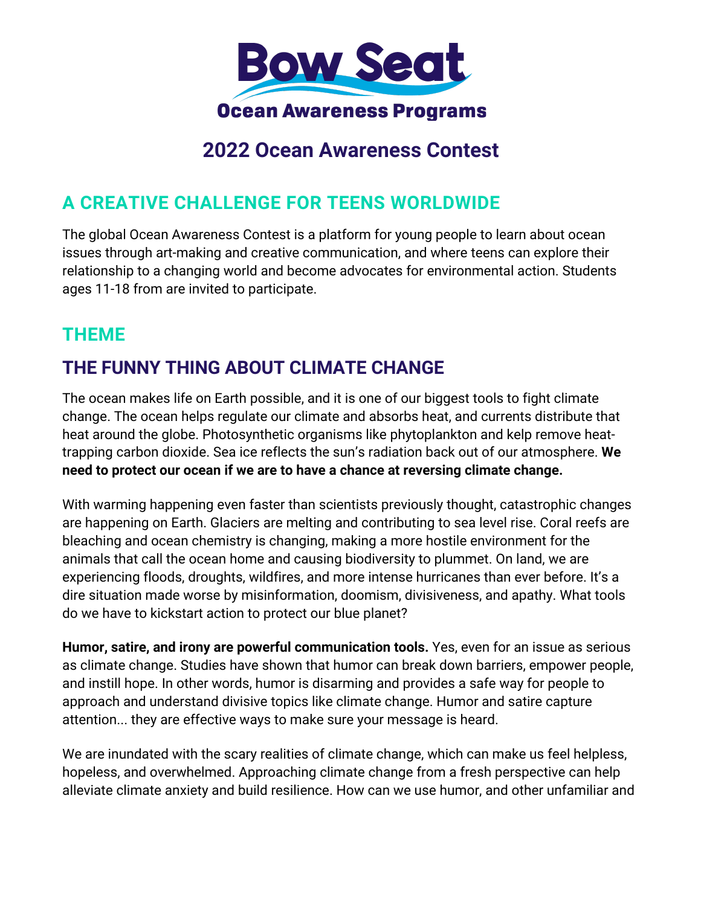Bow Seat

Ocean Awareness Programs

# 2022 Ocean Awareness Contest

## A CREATIVE CHALLENGE FOR TEENS WORLDWIDE

The global Ocean Awareness Contest is a platform for young people to learn about ocean issues through art-making and creative communication, and where teens can explore their relationship to a changing world and become advocates for environmental action. Students ages 11-18 from are invited to participate.

## THEME

## THE FUNNY THING ABOUT CLIMATE CHANGE

The ocean makes life on Earth possible, and it is one of our biggest tools to fight climate change. The ocean helps regulate our climate and absorbs heat, and currents distribute that heat around the globe. Photosynthetic organisms like phytoplankton and kelp remove heat-trapping carbon dioxide. Sea ice reflects the sun's radiation back out of our atmosphere. **We need to protect our ocean if we are to have a chance at reversing climate change.**

With warming happening even faster than scientists previously thought, catastrophic changes are happening on Earth. Glaciers are melting and contributing to sea level rise. Coral reefs are bleaching and ocean chemistry is changing, making a more hostile environment for the animals that call the ocean home and causing biodiversity to plummet. On land, we are experiencing floods, droughts, wildfires, and more intense hurricanes than ever before. It's a dire situation made worse by misinformation, doomism, divisiveness, and apathy. What tools do we have to kickstart action to protect our blue planet?

**Humor, satire, and irony are powerful communication tools.** Yes, even for an issue as serious as climate change. Studies have shown that humor can break down barriers, empower people, and instill hope. In other words, humor is disarming and provides a safe way for people to approach and understand divisive topics like climate change. Humor and satire capture attention... they are effective ways to make sure your message is heard.

We are inundated with the scary realities of climate change, which can make us feel helpless, hopeless, and overwhelmed. Approaching climate change from a fresh perspective can help alleviate climate anxiety and build resilience. How can we use humor, and other unfamiliar and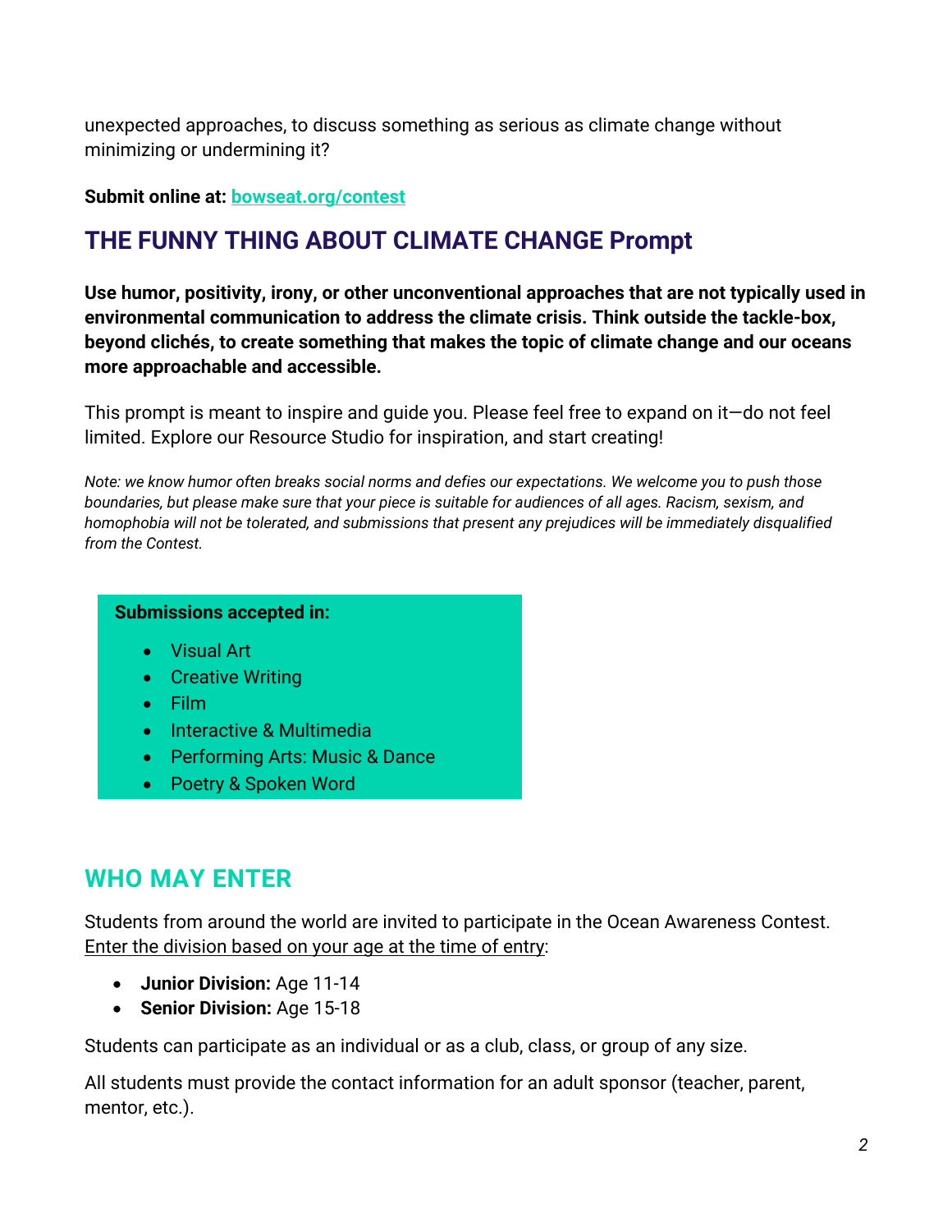unexpected approaches, to discuss something as serious as climate change without minimizing or undermining it?

**Submit online at: [bowseat.org/contest](bowseat.org/contest)**

## THE FUNNY THING ABOUT CLIMATE CHANGE Prompt

**Use humor, positivity, irony, or other unconventional approaches that are not typically used in environmental communication to address the climate crisis. Think outside the tackle-box, beyond clichés, to create something that makes the topic of climate change and our oceans more approachable and accessible.**

This prompt is meant to inspire and guide you. Please feel free to expand on it—do not feel limited. Explore our Resource Studio for inspiration, and start creating!

*Note: we know humor often breaks social norms and defies our expectations. We welcome you to push those boundaries, but please make sure that your piece is suitable for audiences of all ages. Racism, sexism, and homophobia will not be tolerated, and submissions that present any prejudices will be immediately disqualified from the Contest.*

**Submissions accepted in:**

- Visual Art
- Creative Writing
- Film
- Interactive & Multimedia
- Performing Arts: Music & Dance
- Poetry & Spoken Word

## WHO MAY ENTER

Students from around the world are invited to participate in the Ocean Awareness Contest. Enter the division based on your age at the time of entry:

- **Junior Division:** Age 11-14
- **Senior Division:** Age 15-18

Students can participate as an individual or as a club, class, or group of any size.

All students must provide the contact information for an adult sponsor (teacher, parent, mentor, etc.).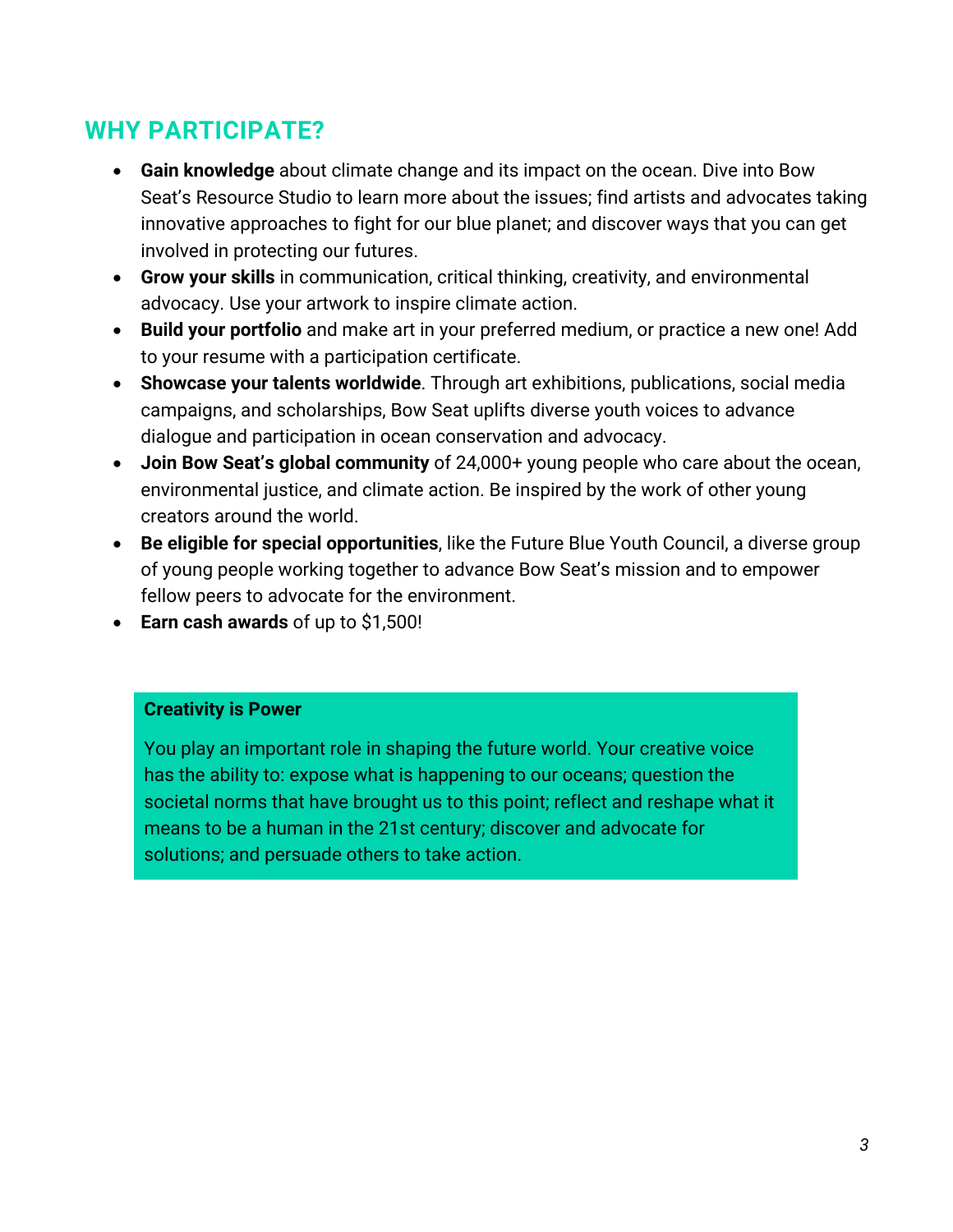## WHY PARTICIPATE?

- **Gain knowledge** about climate change and its impact on the ocean. Dive into Bow Seat's Resource Studio to learn more about the issues; find artists and advocates taking innovative approaches to fight for our blue planet; and discover ways that you can get involved in protecting our futures.
- **Grow your skills** in communication, critical thinking, creativity, and environmental advocacy. Use your artwork to inspire climate action.
- **Build your portfolio** and make art in your preferred medium, or practice a new one! Add to your resume with a participation certificate.
- **Showcase your talents worldwide**. Through art exhibitions, publications, social media campaigns, and scholarships, Bow Seat uplifts diverse youth voices to advance dialogue and participation in ocean conservation and advocacy.
- **Join Bow Seat's global community** of 24,000+ young people who care about the ocean, environmental justice, and climate action. Be inspired by the work of other young creators around the world.
- **Be eligible for special opportunities**, like the Future Blue Youth Council, a diverse group of young people working together to advance Bow Seat's mission and to empower fellow peers to advocate for the environment.
- **Earn cash awards** of up to $1,500!

**Creativity is Power**

You play an important role in shaping the future world. Your creative voice has the ability to: expose what is happening to our oceans; question the societal norms that have brought us to this point; reflect and reshape what it means to be a human in the 21st century; discover and advocate for solutions; and persuade others to take action.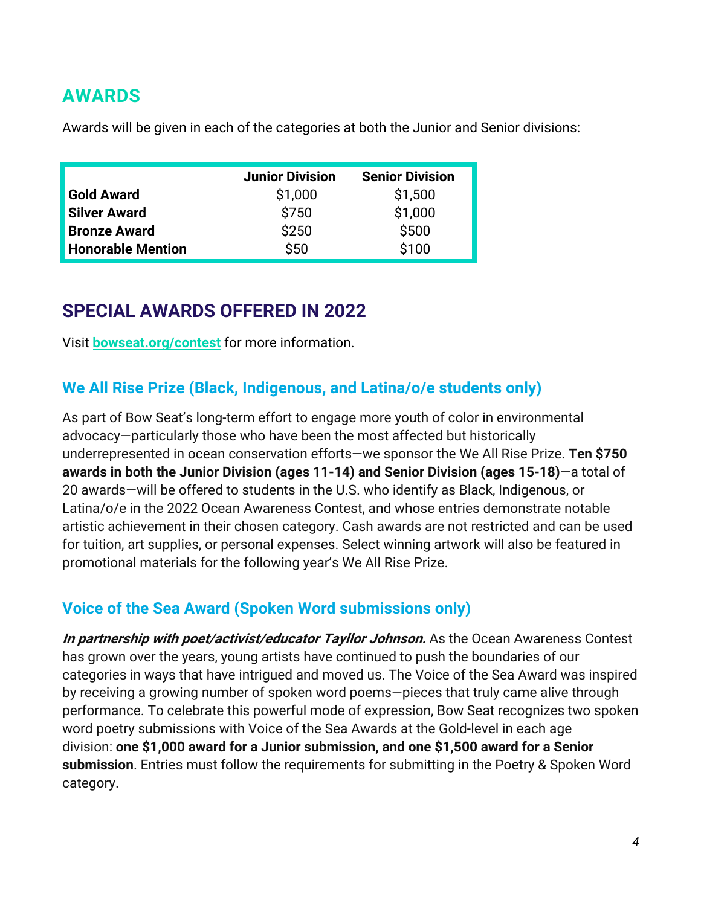## AWARDS

Awards will be given in each of the categories at both the Junior and Senior divisions:

| | Junior Division | Senior Division |
|---|---|---|
| **Gold Award** | $1,000 | $1,500 |
| **Silver Award** | $750 | $1,000 |
| **Bronze Award** | $250 | $500 |
| **Honorable Mention** | $50 | $100 |

## SPECIAL AWARDS OFFERED IN 2022

Visit **bowseat.org/contest** for more information.

### We All Rise Prize (Black, Indigenous, and Latina/o/e students only)

As part of Bow Seat's long-term effort to engage more youth of color in environmental advocacy—particularly those who have been the most affected but historically underrepresented in ocean conservation efforts—we sponsor the We All Rise Prize. **Ten $750 awards in both the Junior Division (ages 11-14) and Senior Division (ages 15-18)**—a total of 20 awards—will be offered to students in the U.S. who identify as Black, Indigenous, or Latina/o/e in the 2022 Ocean Awareness Contest, and whose entries demonstrate notable artistic achievement in their chosen category. Cash awards are not restricted and can be used for tuition, art supplies, or personal expenses. Select winning artwork will also be featured in promotional materials for the following year's We All Rise Prize.

### Voice of the Sea Award (Spoken Word submissions only)

***In partnership with poet/activist/educator Tayllor Johnson.*** As the Ocean Awareness Contest has grown over the years, young artists have continued to push the boundaries of our categories in ways that have intrigued and moved us. The Voice of the Sea Award was inspired by receiving a growing number of spoken word poems—pieces that truly came alive through performance. To celebrate this powerful mode of expression, Bow Seat recognizes two spoken word poetry submissions with Voice of the Sea Awards at the Gold-level in each age division: **one $1,000 award for a Junior submission, and one $1,500 award for a Senior submission**. Entries must follow the requirements for submitting in the Poetry & Spoken Word category.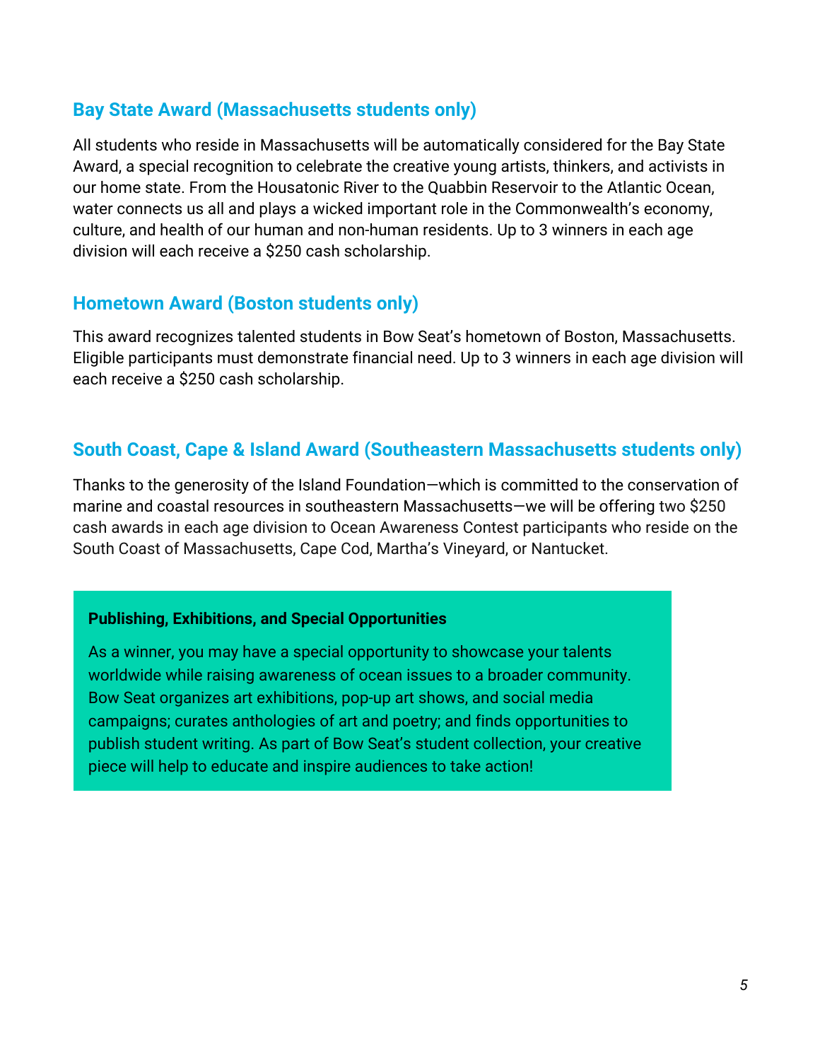### Bay State Award (Massachusetts students only)

All students who reside in Massachusetts will be automatically considered for the Bay State Award, a special recognition to celebrate the creative young artists, thinkers, and activists in our home state. From the Housatonic River to the Quabbin Reservoir to the Atlantic Ocean, water connects us all and plays a wicked important role in the Commonwealth's economy, culture, and health of our human and non-human residents. Up to 3 winners in each age division will each receive a $250 cash scholarship.

### Hometown Award (Boston students only)

This award recognizes talented students in Bow Seat's hometown of Boston, Massachusetts. Eligible participants must demonstrate financial need. Up to 3 winners in each age division will each receive a $250 cash scholarship.

### South Coast, Cape & Island Award (Southeastern Massachusetts students only)

Thanks to the generosity of the Island Foundation—which is committed to the conservation of marine and coastal resources in southeastern Massachusetts—we will be offering two $250 cash awards in each age division to Ocean Awareness Contest participants who reside on the South Coast of Massachusetts, Cape Cod, Martha's Vineyard, or Nantucket.

**Publishing, Exhibitions, and Special Opportunities**

As a winner, you may have a special opportunity to showcase your talents worldwide while raising awareness of ocean issues to a broader community. Bow Seat organizes art exhibitions, pop-up art shows, and social media campaigns; curates anthologies of art and poetry; and finds opportunities to publish student writing. As part of Bow Seat's student collection, your creative piece will help to educate and inspire audiences to take action!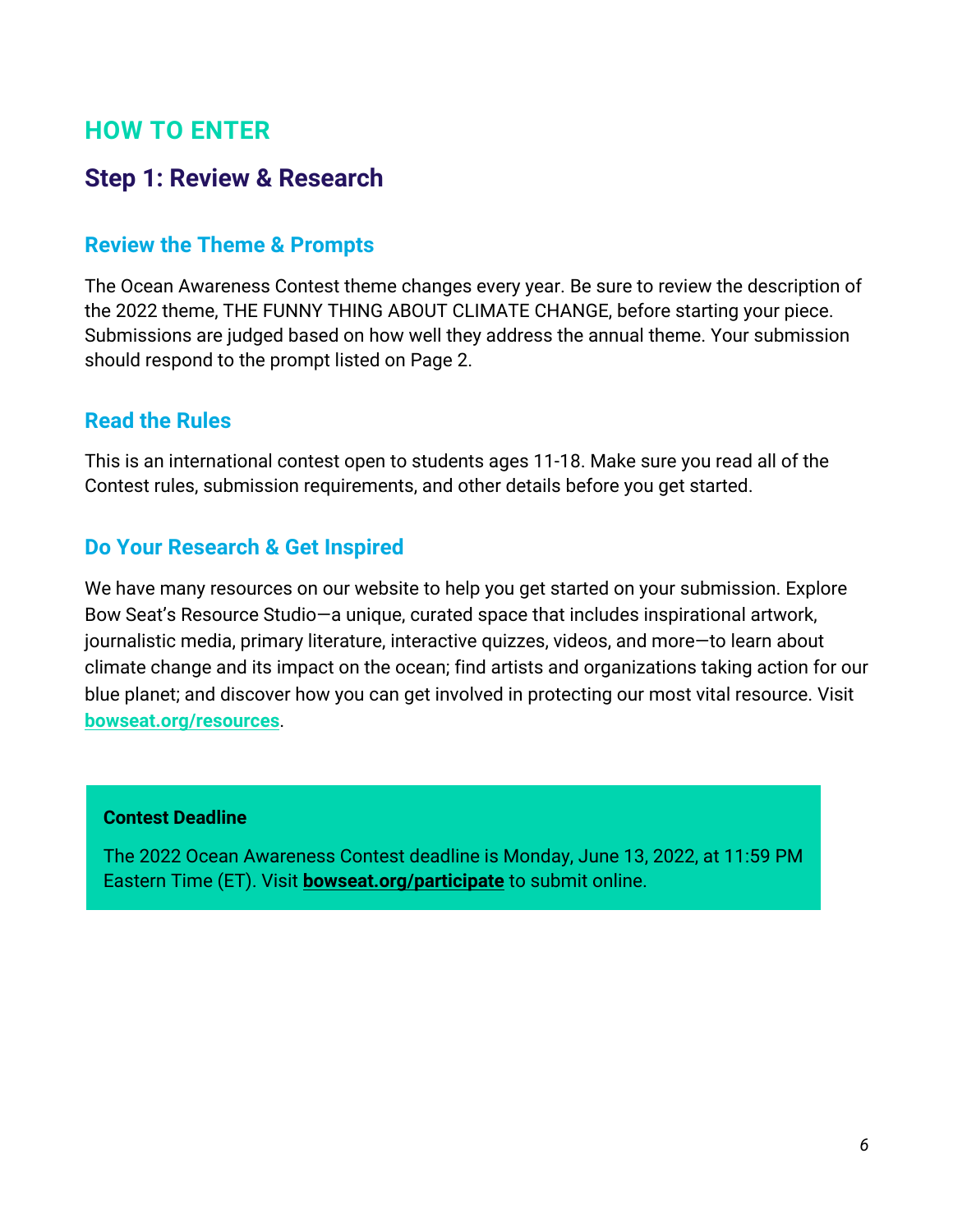# HOW TO ENTER

## Step 1: Review & Research

### Review the Theme & Prompts

The Ocean Awareness Contest theme changes every year. Be sure to review the description of the 2022 theme, THE FUNNY THING ABOUT CLIMATE CHANGE, before starting your piece. Submissions are judged based on how well they address the annual theme. Your submission should respond to the prompt listed on Page 2.

### Read the Rules

This is an international contest open to students ages 11-18. Make sure you read all of the Contest rules, submission requirements, and other details before you get started.

### Do Your Research & Get Inspired

We have many resources on our website to help you get started on your submission. Explore Bow Seat's Resource Studio—a unique, curated space that includes inspirational artwork, journalistic media, primary literature, interactive quizzes, videos, and more—to learn about climate change and its impact on the ocean; find artists and organizations taking action for our blue planet; and discover how you can get involved in protecting our most vital resource. Visit bowseat.org/resources.

**Contest Deadline**

The 2022 Ocean Awareness Contest deadline is Monday, June 13, 2022, at 11:59 PM Eastern Time (ET). Visit **bowseat.org/participate** to submit online.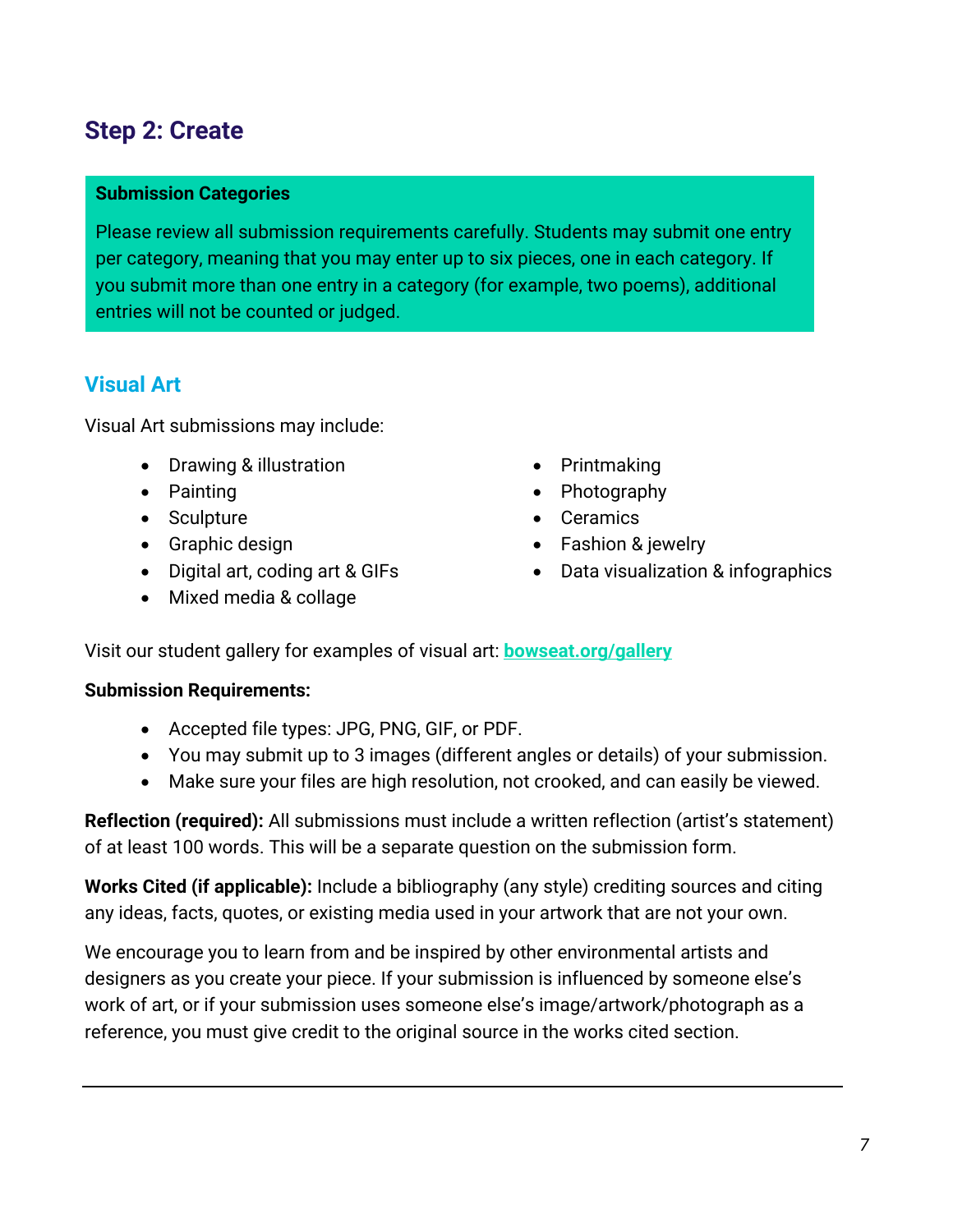## Step 2: Create

**Submission Categories**

Please review all submission requirements carefully. Students may submit one entry per category, meaning that you may enter up to six pieces, one in each category. If you submit more than one entry in a category (for example, two poems), additional entries will not be counted or judged.

### Visual Art

Visual Art submissions may include:

- Drawing & illustration
- Painting
- Sculpture
- Graphic design
- Digital art, coding art & GIFs
- Mixed media & collage
- Printmaking
- Photography
- Ceramics
- Fashion & jewelry
- Data visualization & infographics

Visit our student gallery for examples of visual art: **bowseat.org/gallery**

**Submission Requirements:**

- Accepted file types: JPG, PNG, GIF, or PDF.
- You may submit up to 3 images (different angles or details) of your submission.
- Make sure your files are high resolution, not crooked, and can easily be viewed.

**Reflection (required):** All submissions must include a written reflection (artist's statement) of at least 100 words. This will be a separate question on the submission form.

**Works Cited (if applicable):** Include a bibliography (any style) crediting sources and citing any ideas, facts, quotes, or existing media used in your artwork that are not your own.

We encourage you to learn from and be inspired by other environmental artists and designers as you create your piece. If your submission is influenced by someone else's work of art, or if your submission uses someone else's image/artwork/photograph as a reference, you must give credit to the original source in the works cited section.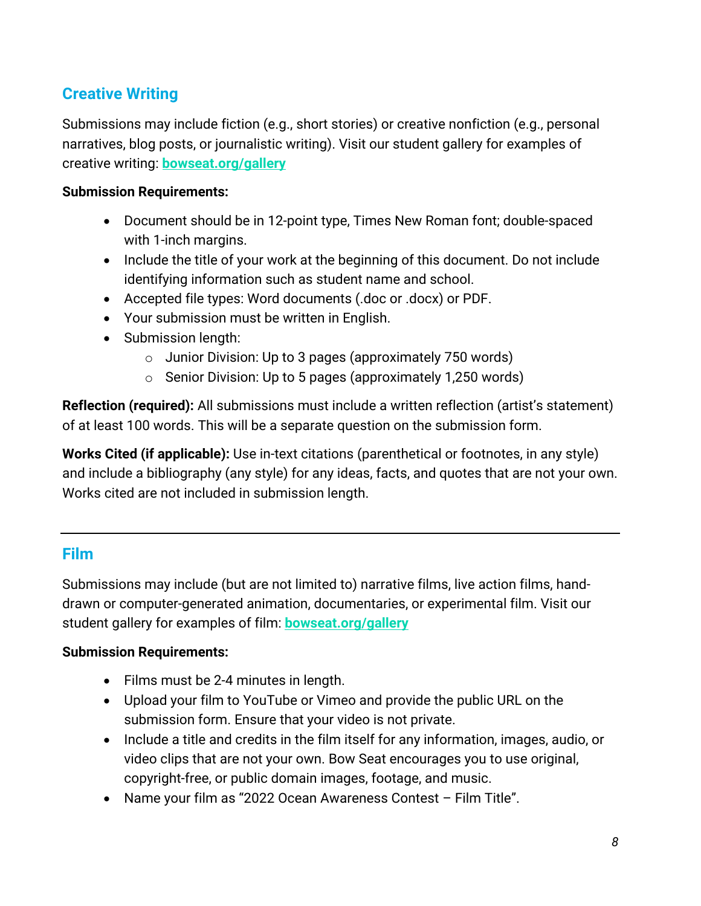## Creative Writing

Submissions may include fiction (e.g., short stories) or creative nonfiction (e.g., personal narratives, blog posts, or journalistic writing). Visit our student gallery for examples of creative writing: **bowseat.org/gallery**

**Submission Requirements:**

- Document should be in 12-point type, Times New Roman font; double-spaced with 1-inch margins.
- Include the title of your work at the beginning of this document. Do not include identifying information such as student name and school.
- Accepted file types: Word documents (.doc or .docx) or PDF.
- Your submission must be written in English.
- Submission length:
  - Junior Division: Up to 3 pages (approximately 750 words)
  - Senior Division: Up to 5 pages (approximately 1,250 words)

**Reflection (required):** All submissions must include a written reflection (artist's statement) of at least 100 words. This will be a separate question on the submission form.

**Works Cited (if applicable):** Use in-text citations (parenthetical or footnotes, in any style) and include a bibliography (any style) for any ideas, facts, and quotes that are not your own. Works cited are not included in submission length.

---

## Film

Submissions may include (but are not limited to) narrative films, live action films, hand-drawn or computer-generated animation, documentaries, or experimental film. Visit our student gallery for examples of film: **bowseat.org/gallery**

**Submission Requirements:**

- Films must be 2-4 minutes in length.
- Upload your film to YouTube or Vimeo and provide the public URL on the submission form. Ensure that your video is not private.
- Include a title and credits in the film itself for any information, images, audio, or video clips that are not your own. Bow Seat encourages you to use original, copyright-free, or public domain images, footage, and music.
- Name your film as "2022 Ocean Awareness Contest – Film Title".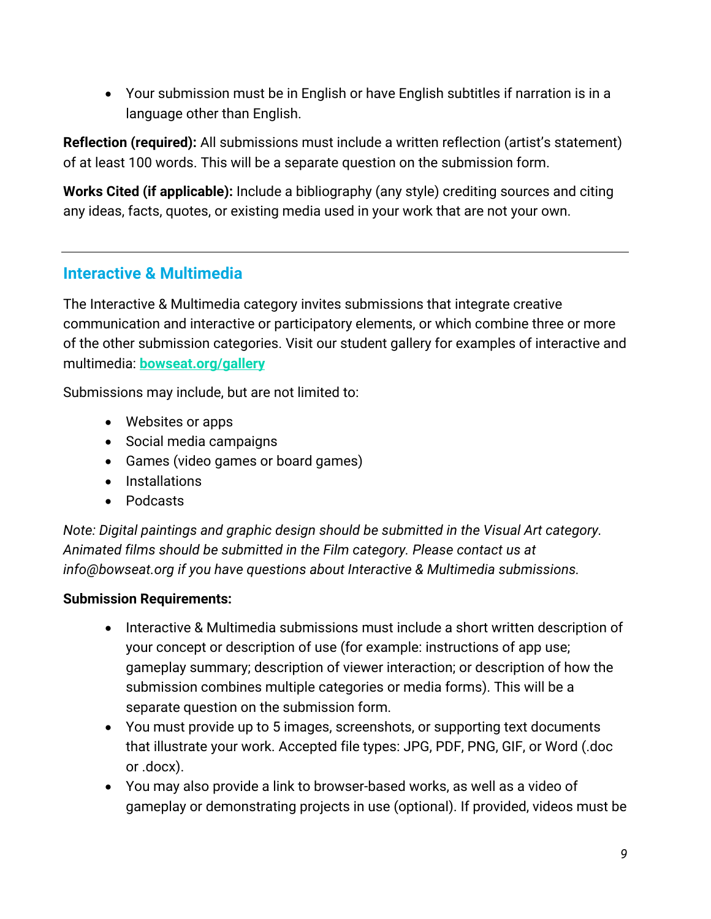- Your submission must be in English or have English subtitles if narration is in a language other than English.

**Reflection (required):** All submissions must include a written reflection (artist's statement) of at least 100 words. This will be a separate question on the submission form.

**Works Cited (if applicable):** Include a bibliography (any style) crediting sources and citing any ideas, facts, quotes, or existing media used in your work that are not your own.

---

## Interactive & Multimedia

The Interactive & Multimedia category invites submissions that integrate creative communication and interactive or participatory elements, or which combine three or more of the other submission categories. Visit our student gallery for examples of interactive and multimedia: **bowseat.org/gallery**

Submissions may include, but are not limited to:

- Websites or apps
- Social media campaigns
- Games (video games or board games)
- Installations
- Podcasts

*Note: Digital paintings and graphic design should be submitted in the Visual Art category. Animated films should be submitted in the Film category. Please contact us at info@bowseat.org if you have questions about Interactive & Multimedia submissions.*

**Submission Requirements:**

- Interactive & Multimedia submissions must include a short written description of your concept or description of use (for example: instructions of app use; gameplay summary; description of viewer interaction; or description of how the submission combines multiple categories or media forms). This will be a separate question on the submission form.
- You must provide up to 5 images, screenshots, or supporting text documents that illustrate your work. Accepted file types: JPG, PDF, PNG, GIF, or Word (.doc or .docx).
- You may also provide a link to browser-based works, as well as a video of gameplay or demonstrating projects in use (optional). If provided, videos must be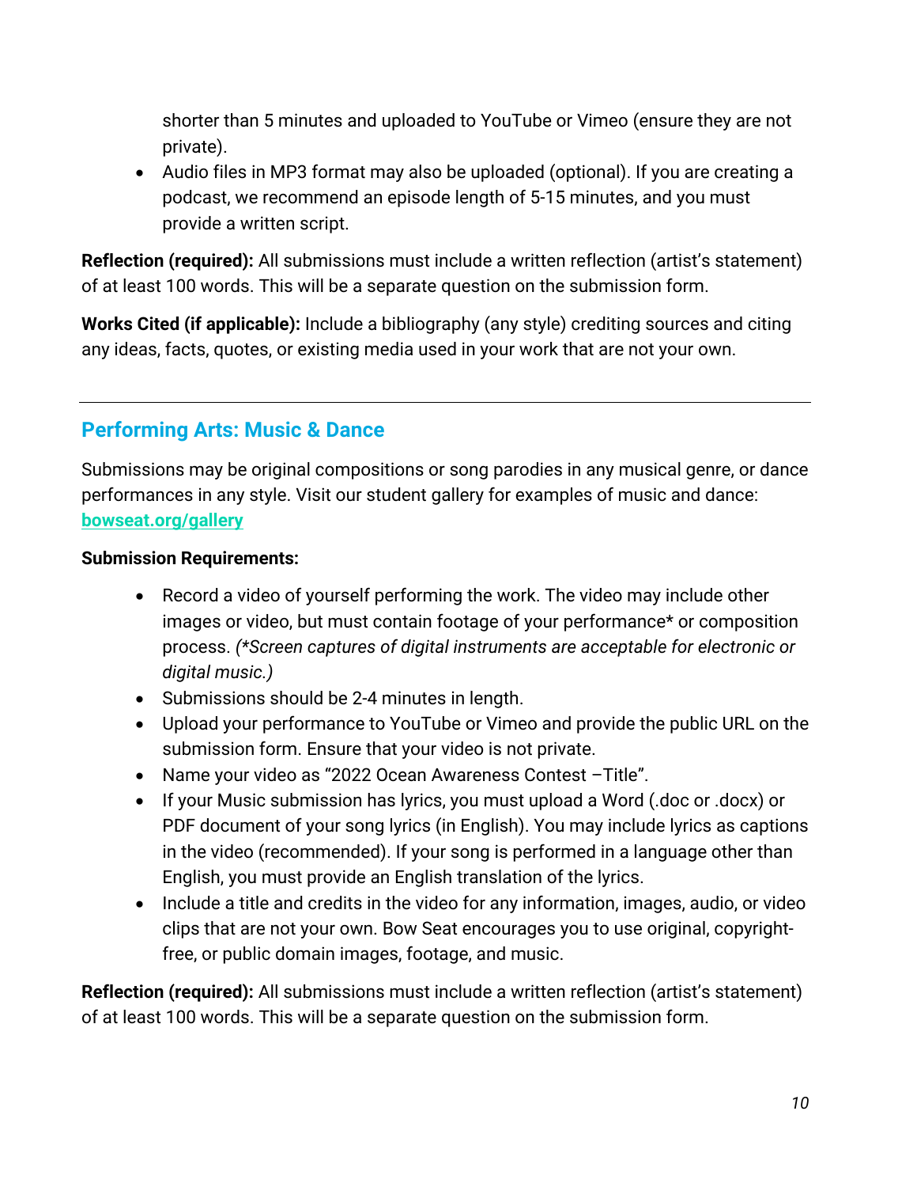shorter than 5 minutes and uploaded to YouTube or Vimeo (ensure they are not private).

- Audio files in MP3 format may also be uploaded (optional). If you are creating a podcast, we recommend an episode length of 5-15 minutes, and you must provide a written script.

**Reflection (required):** All submissions must include a written reflection (artist's statement) of at least 100 words. This will be a separate question on the submission form.

**Works Cited (if applicable):** Include a bibliography (any style) crediting sources and citing any ideas, facts, quotes, or existing media used in your work that are not your own.

---

## Performing Arts: Music & Dance

Submissions may be original compositions or song parodies in any musical genre, or dance performances in any style. Visit our student gallery for examples of music and dance: [bowseat.org/gallery](bowseat.org/gallery)

**Submission Requirements:**

- Record a video of yourself performing the work. The video may include other images or video, but must contain footage of your performance* or composition process. *(*Screen captures of digital instruments are acceptable for electronic or digital music.)*
- Submissions should be 2-4 minutes in length.
- Upload your performance to YouTube or Vimeo and provide the public URL on the submission form. Ensure that your video is not private.
- Name your video as "2022 Ocean Awareness Contest –Title".
- If your Music submission has lyrics, you must upload a Word (.doc or .docx) or PDF document of your song lyrics (in English). You may include lyrics as captions in the video (recommended). If your song is performed in a language other than English, you must provide an English translation of the lyrics.
- Include a title and credits in the video for any information, images, audio, or video clips that are not your own. Bow Seat encourages you to use original, copyright-free, or public domain images, footage, and music.

**Reflection (required):** All submissions must include a written reflection (artist's statement) of at least 100 words. This will be a separate question on the submission form.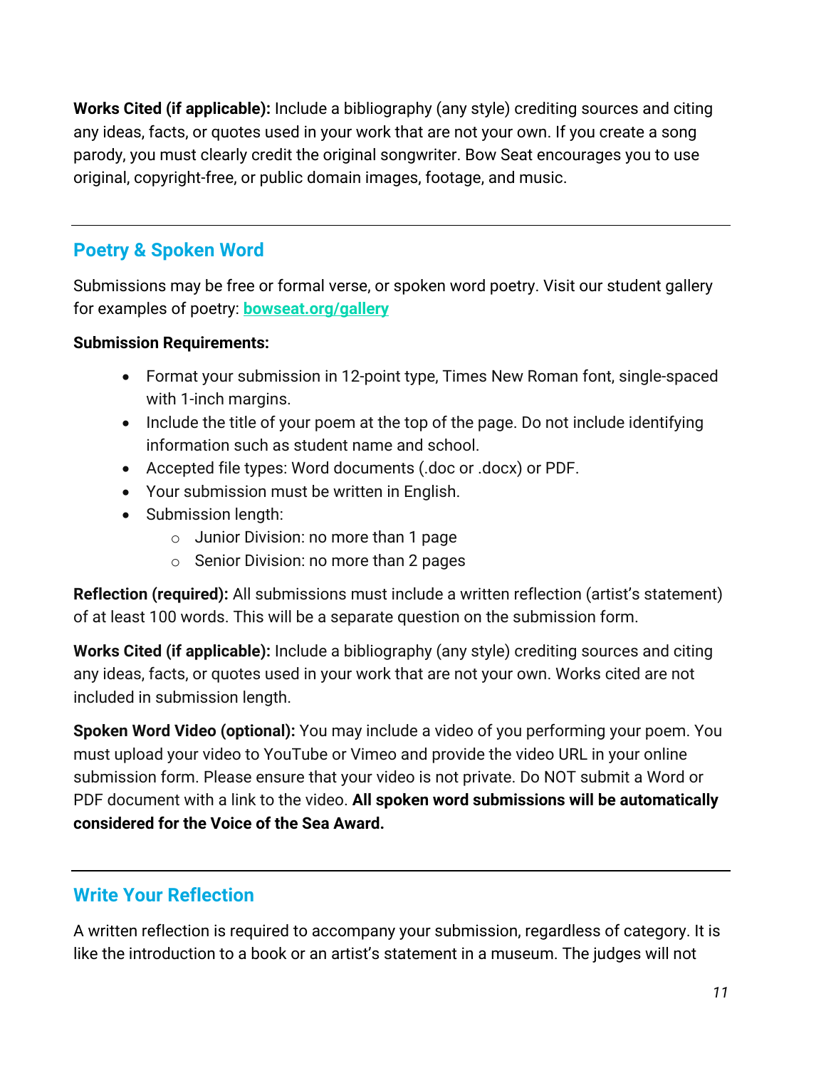**Works Cited (if applicable):** Include a bibliography (any style) crediting sources and citing any ideas, facts, or quotes used in your work that are not your own. If you create a song parody, you must clearly credit the original songwriter. Bow Seat encourages you to use original, copyright-free, or public domain images, footage, and music.

---

## Poetry & Spoken Word

Submissions may be free or formal verse, or spoken word poetry. Visit our student gallery for examples of poetry: **[bowseat.org/gallery](bowseat.org/gallery)**

**Submission Requirements:**

- Format your submission in 12-point type, Times New Roman font, single-spaced with 1-inch margins.
- Include the title of your poem at the top of the page. Do not include identifying information such as student name and school.
- Accepted file types: Word documents (.doc or .docx) or PDF.
- Your submission must be written in English.
- Submission length:
  - Junior Division: no more than 1 page
  - Senior Division: no more than 2 pages

**Reflection (required):** All submissions must include a written reflection (artist's statement) of at least 100 words. This will be a separate question on the submission form.

**Works Cited (if applicable):** Include a bibliography (any style) crediting sources and citing any ideas, facts, or quotes used in your work that are not your own. Works cited are not included in submission length.

**Spoken Word Video (optional):** You may include a video of you performing your poem. You must upload your video to YouTube or Vimeo and provide the video URL in your online submission form. Please ensure that your video is not private. Do NOT submit a Word or PDF document with a link to the video. **All spoken word submissions will be automatically considered for the Voice of the Sea Award.**

---

## Write Your Reflection

A written reflection is required to accompany your submission, regardless of category. It is like the introduction to a book or an artist's statement in a museum. The judges will not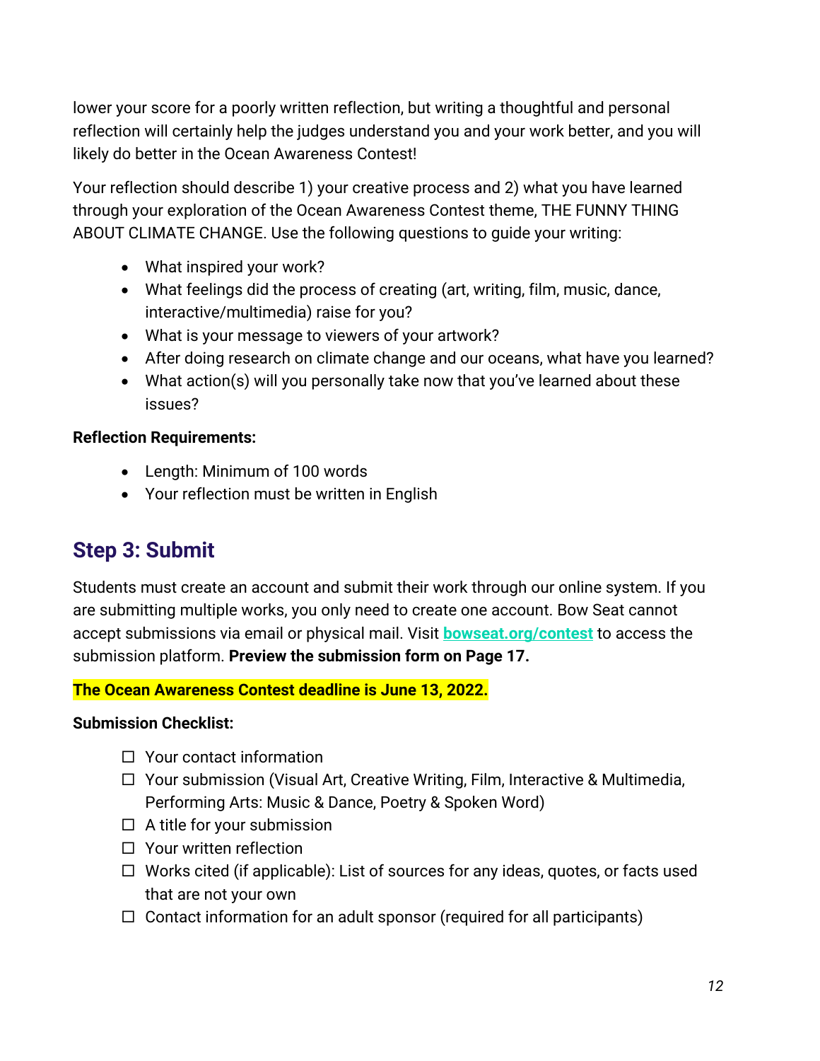lower your score for a poorly written reflection, but writing a thoughtful and personal reflection will certainly help the judges understand you and your work better, and you will likely do better in the Ocean Awareness Contest!

Your reflection should describe 1) your creative process and 2) what you have learned through your exploration of the Ocean Awareness Contest theme, THE FUNNY THING ABOUT CLIMATE CHANGE. Use the following questions to guide your writing:

- What inspired your work?
- What feelings did the process of creating (art, writing, film, music, dance, interactive/multimedia) raise for you?
- What is your message to viewers of your artwork?
- After doing research on climate change and our oceans, what have you learned?
- What action(s) will you personally take now that you've learned about these issues?

**Reflection Requirements:**

- Length: Minimum of 100 words
- Your reflection must be written in English

## Step 3: Submit

Students must create an account and submit their work through our online system. If you are submitting multiple works, you only need to create one account. Bow Seat cannot accept submissions via email or physical mail. Visit **bowseat.org/contest** to access the submission platform. **Preview the submission form on Page 17.**

**The Ocean Awareness Contest deadline is June 13, 2022.**

**Submission Checklist:**

- ☐ Your contact information
- ☐ Your submission (Visual Art, Creative Writing, Film, Interactive & Multimedia, Performing Arts: Music & Dance, Poetry & Spoken Word)
- ☐ A title for your submission
- ☐ Your written reflection
- ☐ Works cited (if applicable): List of sources for any ideas, quotes, or facts used that are not your own
- ☐ Contact information for an adult sponsor (required for all participants)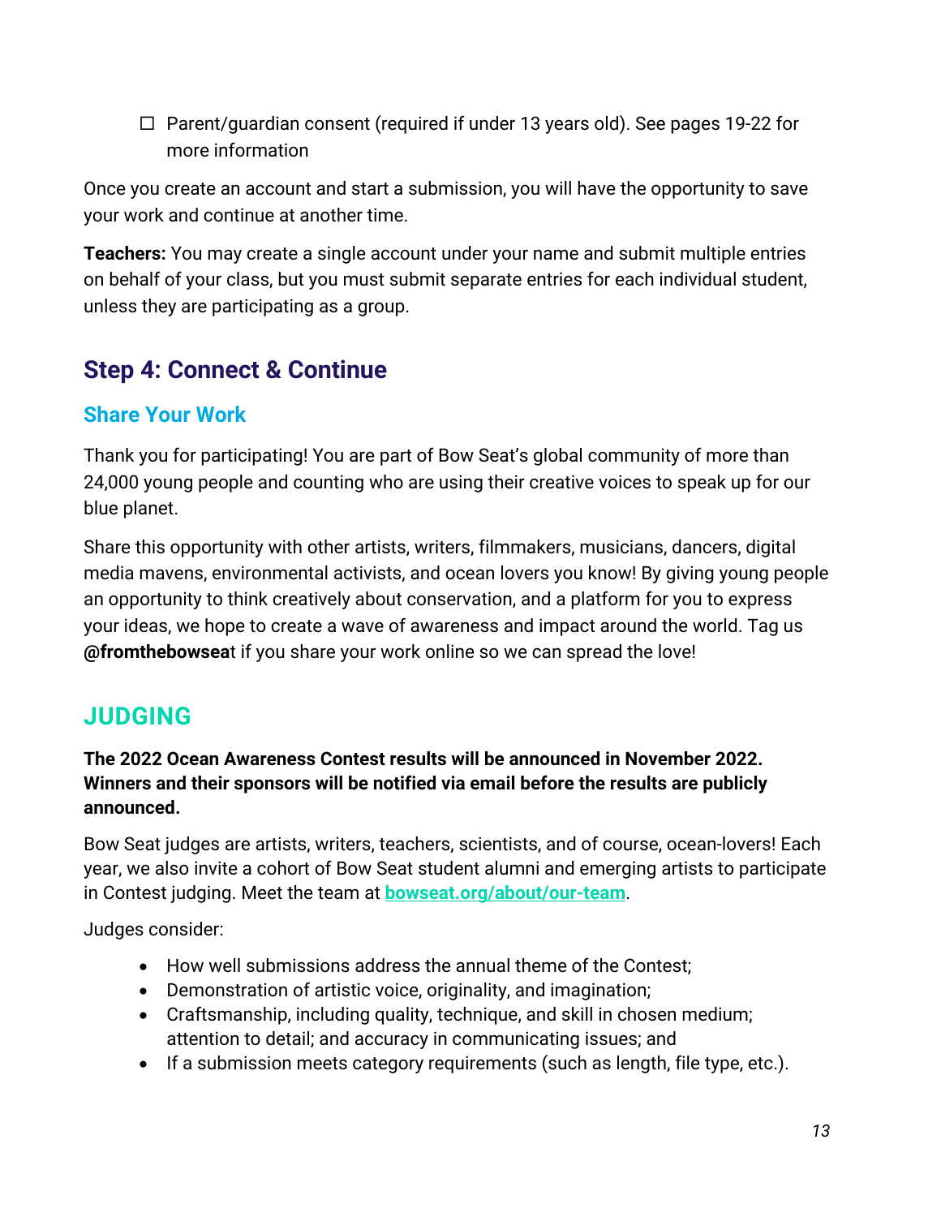- ☐ Parent/guardian consent (required if under 13 years old). See pages 19-22 for more information

Once you create an account and start a submission, you will have the opportunity to save your work and continue at another time.

**Teachers:** You may create a single account under your name and submit multiple entries on behalf of your class, but you must submit separate entries for each individual student, unless they are participating as a group.

## Step 4: Connect & Continue

### Share Your Work

Thank you for participating! You are part of Bow Seat's global community of more than 24,000 young people and counting who are using their creative voices to speak up for our blue planet.

Share this opportunity with other artists, writers, filmmakers, musicians, dancers, digital media mavens, environmental activists, and ocean lovers you know! By giving young people an opportunity to think creatively about conservation, and a platform for you to express your ideas, we hope to create a wave of awareness and impact around the world. Tag us **@fromthebowsea**t if you share your work online so we can spread the love!

## JUDGING

**The 2022 Ocean Awareness Contest results will be announced in November 2022. Winners and their sponsors will be notified via email before the results are publicly announced.**

Bow Seat judges are artists, writers, teachers, scientists, and of course, ocean-lovers! Each year, we also invite a cohort of Bow Seat student alumni and emerging artists to participate in Contest judging. Meet the team at **bowseat.org/about/our-team**.

Judges consider:

- How well submissions address the annual theme of the Contest;
- Demonstration of artistic voice, originality, and imagination;
- Craftsmanship, including quality, technique, and skill in chosen medium; attention to detail; and accuracy in communicating issues; and
- If a submission meets category requirements (such as length, file type, etc.).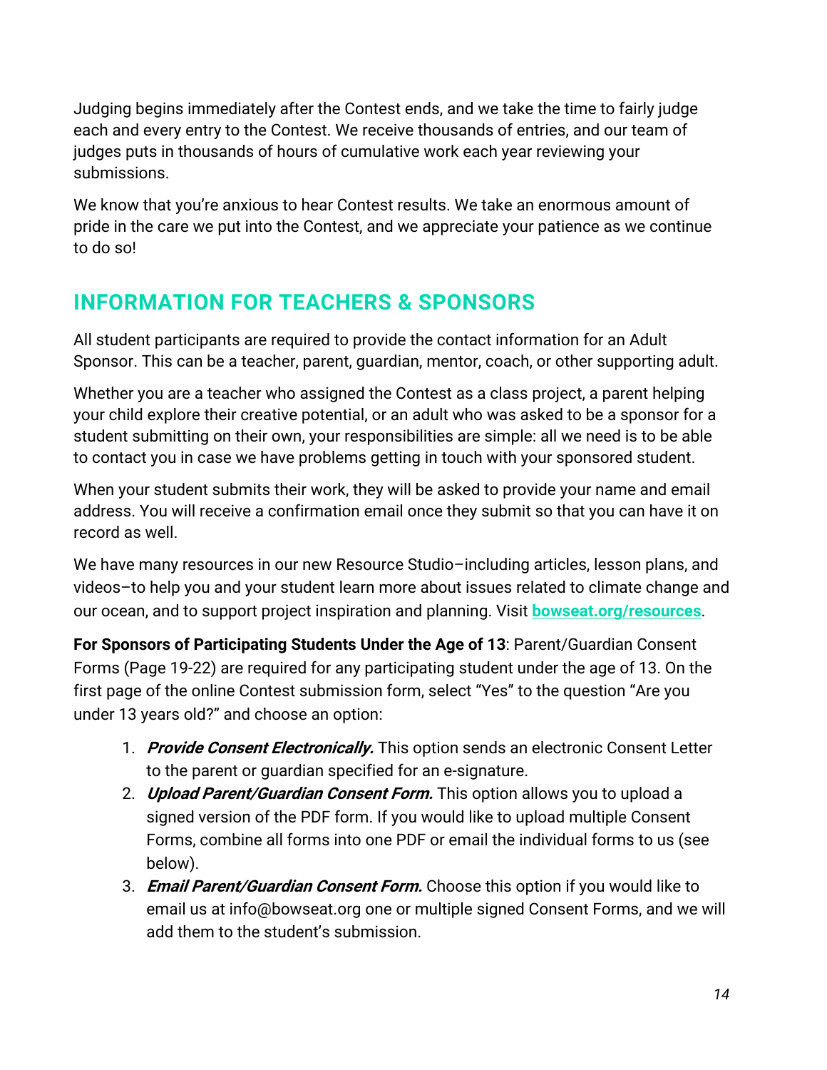Judging begins immediately after the Contest ends, and we take the time to fairly judge each and every entry to the Contest. We receive thousands of entries, and our team of judges puts in thousands of hours of cumulative work each year reviewing your submissions.

We know that you're anxious to hear Contest results. We take an enormous amount of pride in the care we put into the Contest, and we appreciate your patience as we continue to do so!

## INFORMATION FOR TEACHERS & SPONSORS

All student participants are required to provide the contact information for an Adult Sponsor. This can be a teacher, parent, guardian, mentor, coach, or other supporting adult.

Whether you are a teacher who assigned the Contest as a class project, a parent helping your child explore their creative potential, or an adult who was asked to be a sponsor for a student submitting on their own, your responsibilities are simple: all we need is to be able to contact you in case we have problems getting in touch with your sponsored student.

When your student submits their work, they will be asked to provide your name and email address. You will receive a confirmation email once they submit so that you can have it on record as well.

We have many resources in our new Resource Studio–including articles, lesson plans, and videos–to help you and your student learn more about issues related to climate change and our ocean, and to support project inspiration and planning. Visit **bowseat.org/resources**.

**For Sponsors of Participating Students Under the Age of 13**: Parent/Guardian Consent Forms (Page 19-22) are required for any participating student under the age of 13. On the first page of the online Contest submission form, select "Yes" to the question "Are you under 13 years old?" and choose an option:

1. ***Provide Consent Electronically.*** This option sends an electronic Consent Letter to the parent or guardian specified for an e-signature.
2. ***Upload Parent/Guardian Consent Form.*** This option allows you to upload a signed version of the PDF form. If you would like to upload multiple Consent Forms, combine all forms into one PDF or email the individual forms to us (see below).
3. ***Email Parent/Guardian Consent Form.*** Choose this option if you would like to email us at info@bowseat.org one or multiple signed Consent Forms, and we will add them to the student's submission.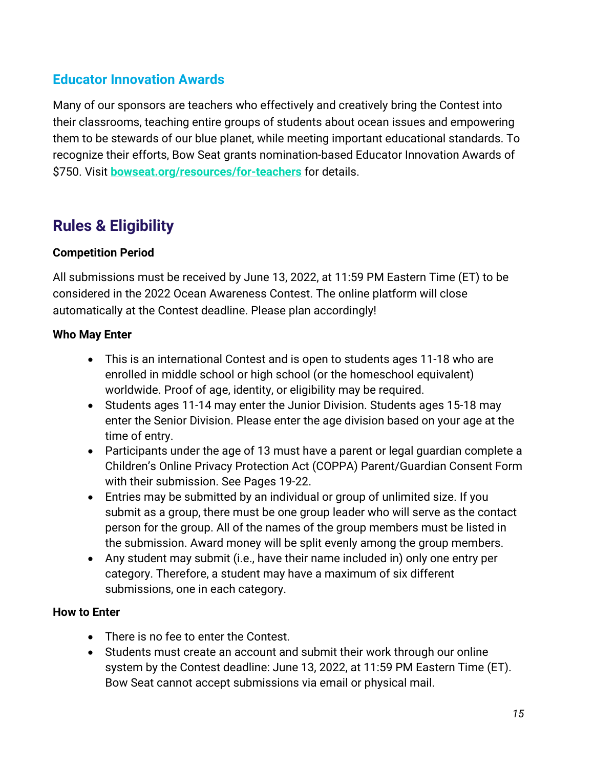### Educator Innovation Awards

Many of our sponsors are teachers who effectively and creatively bring the Contest into their classrooms, teaching entire groups of students about ocean issues and empowering them to be stewards of our blue planet, while meeting important educational standards. To recognize their efforts, Bow Seat grants nomination-based Educator Innovation Awards of $750. Visit **bowseat.org/resources/for-teachers** for details.

## Rules & Eligibility

**Competition Period**

All submissions must be received by June 13, 2022, at 11:59 PM Eastern Time (ET) to be considered in the 2022 Ocean Awareness Contest. The online platform will close automatically at the Contest deadline. Please plan accordingly!

**Who May Enter**

- This is an international Contest and is open to students ages 11-18 who are enrolled in middle school or high school (or the homeschool equivalent) worldwide. Proof of age, identity, or eligibility may be required.
- Students ages 11-14 may enter the Junior Division. Students ages 15-18 may enter the Senior Division. Please enter the age division based on your age at the time of entry.
- Participants under the age of 13 must have a parent or legal guardian complete a Children's Online Privacy Protection Act (COPPA) Parent/Guardian Consent Form with their submission. See Pages 19-22.
- Entries may be submitted by an individual or group of unlimited size. If you submit as a group, there must be one group leader who will serve as the contact person for the group. All of the names of the group members must be listed in the submission. Award money will be split evenly among the group members.
- Any student may submit (i.e., have their name included in) only one entry per category. Therefore, a student may have a maximum of six different submissions, one in each category.

**How to Enter**

- There is no fee to enter the Contest.
- Students must create an account and submit their work through our online system by the Contest deadline: June 13, 2022, at 11:59 PM Eastern Time (ET). Bow Seat cannot accept submissions via email or physical mail.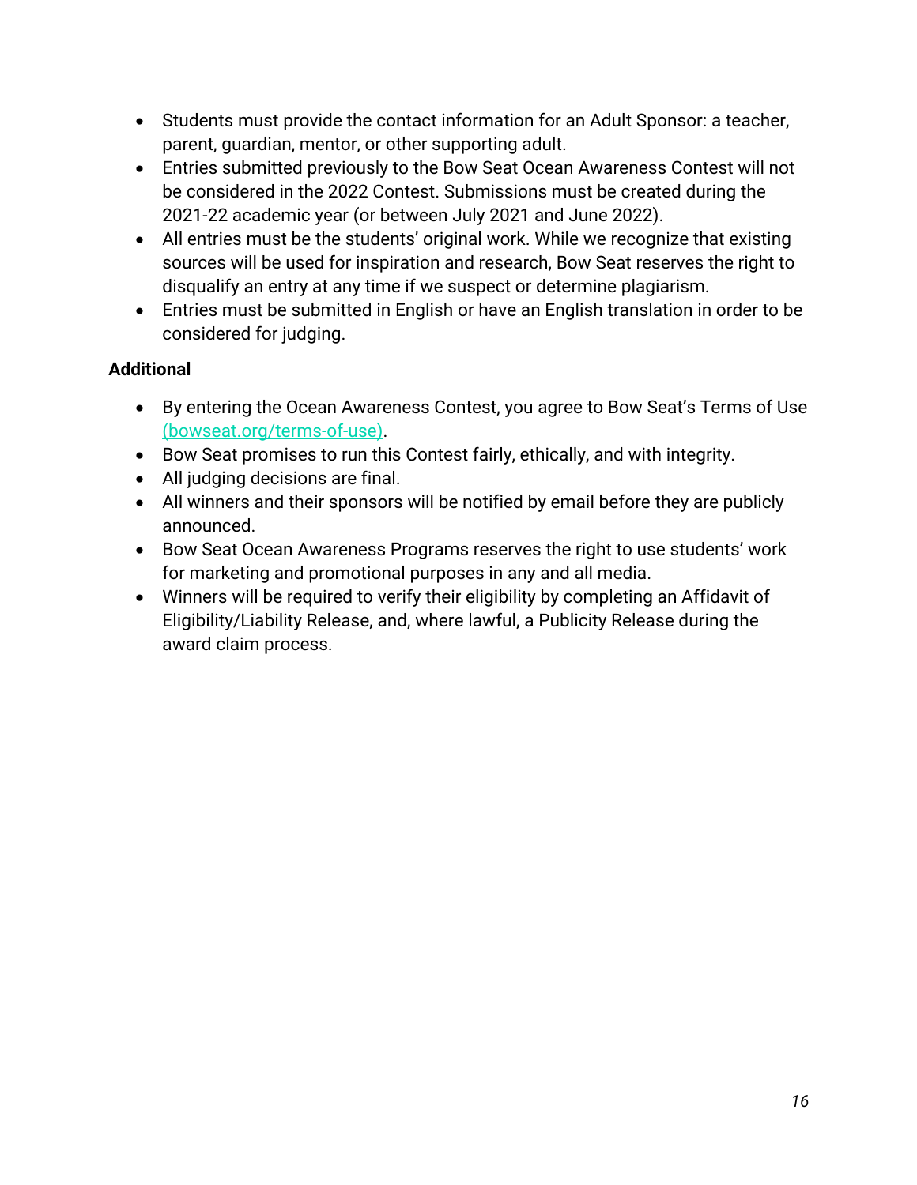- Students must provide the contact information for an Adult Sponsor: a teacher, parent, guardian, mentor, or other supporting adult.
- Entries submitted previously to the Bow Seat Ocean Awareness Contest will not be considered in the 2022 Contest. Submissions must be created during the 2021-22 academic year (or between July 2021 and June 2022).
- All entries must be the students' original work. While we recognize that existing sources will be used for inspiration and research, Bow Seat reserves the right to disqualify an entry at any time if we suspect or determine plagiarism.
- Entries must be submitted in English or have an English translation in order to be considered for judging.

**Additional**

- By entering the Ocean Awareness Contest, you agree to Bow Seat's Terms of Use (bowseat.org/terms-of-use).
- Bow Seat promises to run this Contest fairly, ethically, and with integrity.
- All judging decisions are final.
- All winners and their sponsors will be notified by email before they are publicly announced.
- Bow Seat Ocean Awareness Programs reserves the right to use students' work for marketing and promotional purposes in any and all media.
- Winners will be required to verify their eligibility by completing an Affidavit of Eligibility/Liability Release, and, where lawful, a Publicity Release during the award claim process.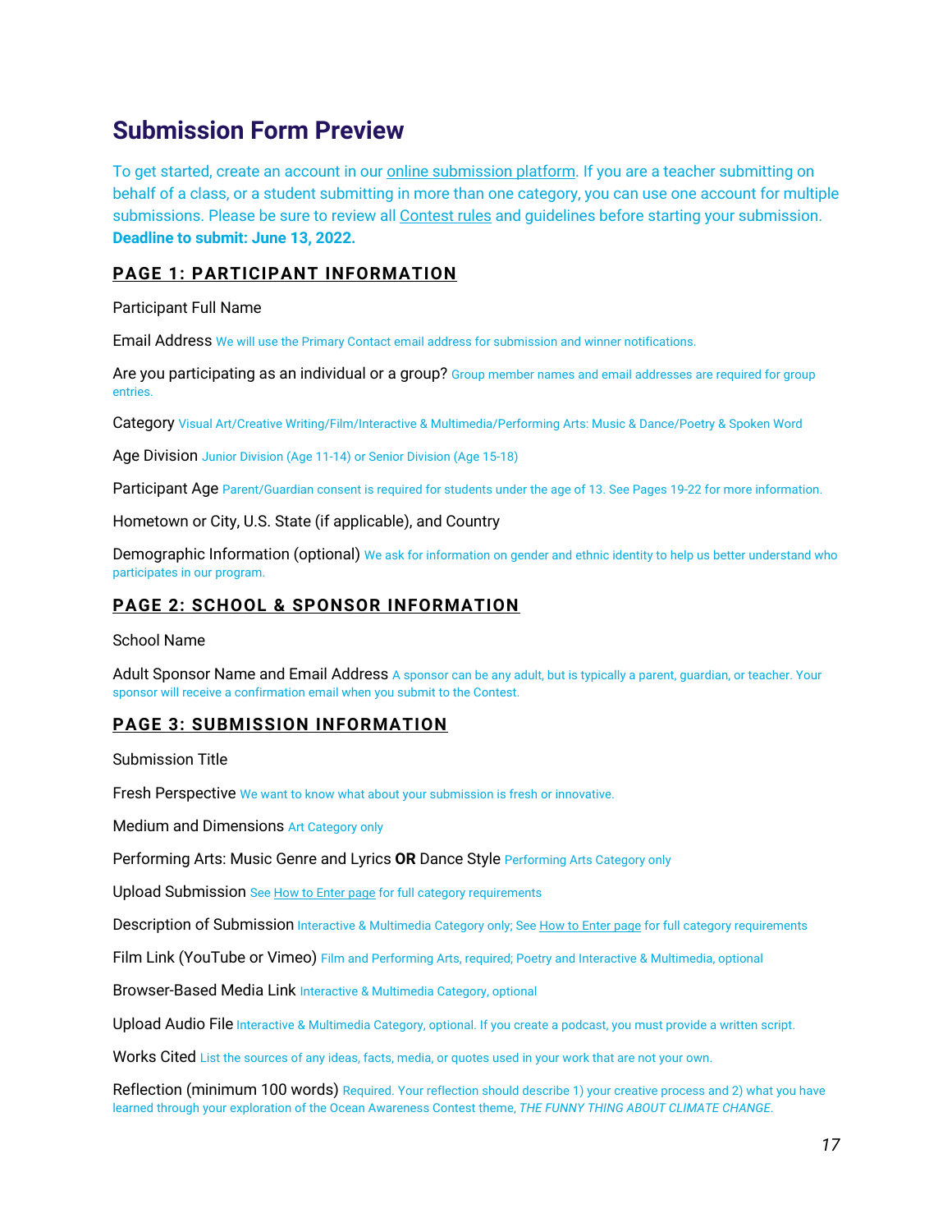# Submission Form Preview

To get started, create an account in our online submission platform. If you are a teacher submitting on behalf of a class, or a student submitting in more than one category, you can use one account for multiple submissions. Please be sure to review all Contest rules and guidelines before starting your submission. **Deadline to submit: June 13, 2022.**

## PAGE 1: PARTICIPANT INFORMATION

Participant Full Name

Email Address We will use the Primary Contact email address for submission and winner notifications.

Are you participating as an individual or a group? Group member names and email addresses are required for group entries.

Category Visual Art/Creative Writing/Film/Interactive & Multimedia/Performing Arts: Music & Dance/Poetry & Spoken Word

Age Division Junior Division (Age 11-14) or Senior Division (Age 15-18)

Participant Age Parent/Guardian consent is required for students under the age of 13. See Pages 19-22 for more information.

Hometown or City, U.S. State (if applicable), and Country

Demographic Information (optional) We ask for information on gender and ethnic identity to help us better understand who participates in our program.

## PAGE 2: SCHOOL & SPONSOR INFORMATION

School Name

Adult Sponsor Name and Email Address A sponsor can be any adult, but is typically a parent, guardian, or teacher. Your sponsor will receive a confirmation email when you submit to the Contest.

## PAGE 3: SUBMISSION INFORMATION

Submission Title

Fresh Perspective We want to know what about your submission is fresh or innovative.

Medium and Dimensions Art Category only

Performing Arts: Music Genre and Lyrics **OR** Dance Style Performing Arts Category only

Upload Submission See How to Enter page for full category requirements

Description of Submission Interactive & Multimedia Category only; See How to Enter page for full category requirements

Film Link (YouTube or Vimeo) Film and Performing Arts, required; Poetry and Interactive & Multimedia, optional

Browser-Based Media Link Interactive & Multimedia Category, optional

Upload Audio File Interactive & Multimedia Category, optional. If you create a podcast, you must provide a written script.

Works Cited List the sources of any ideas, facts, media, or quotes used in your work that are not your own.

Reflection (minimum 100 words) Required. Your reflection should describe 1) your creative process and 2) what you have learned through your exploration of the Ocean Awareness Contest theme, *THE FUNNY THING ABOUT CLIMATE CHANGE*.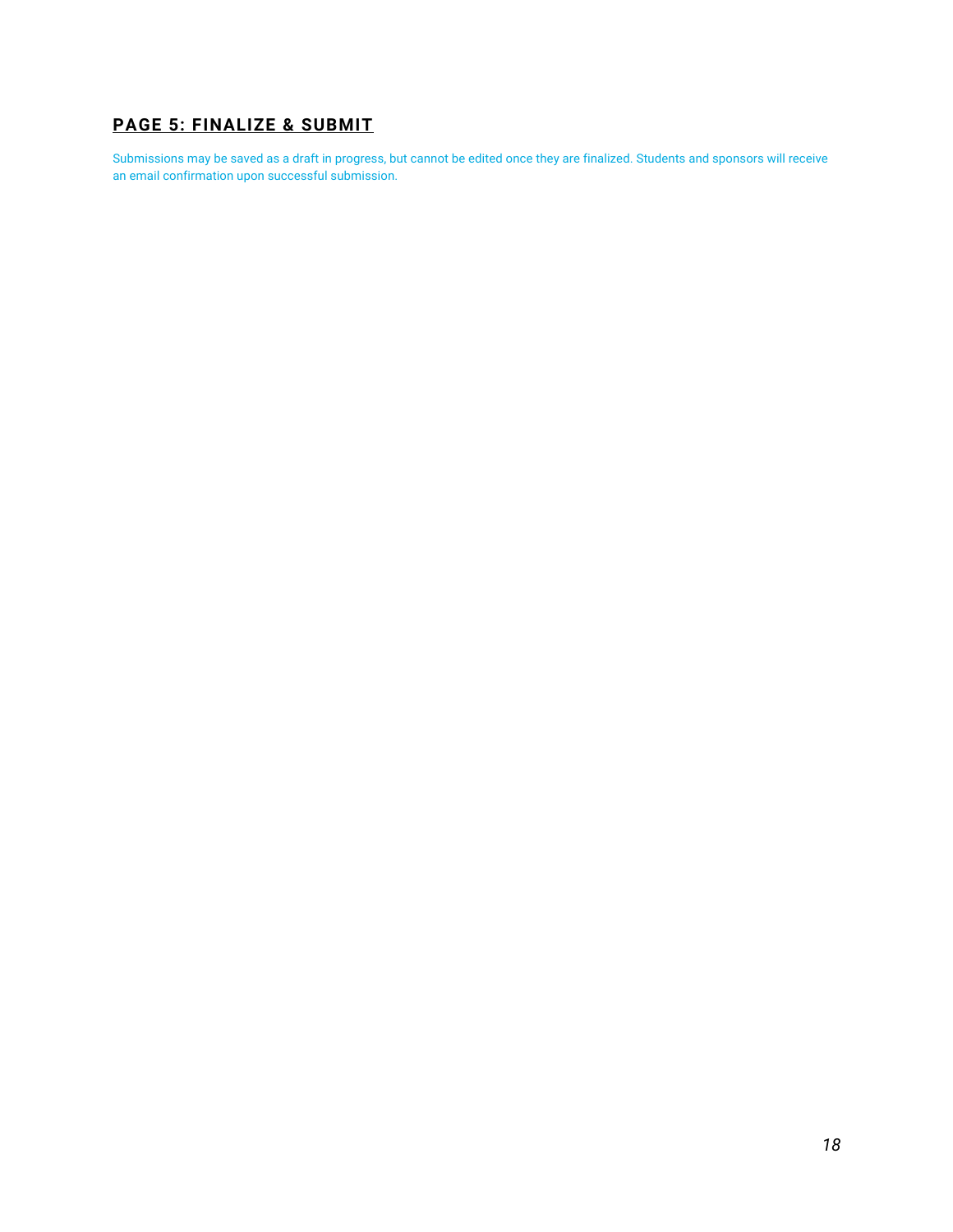## **PAGE 5: FINALIZE & SUBMIT**

Submissions may be saved as a draft in progress, but cannot be edited once they are finalized. Students and sponsors will receive an email confirmation upon successful submission.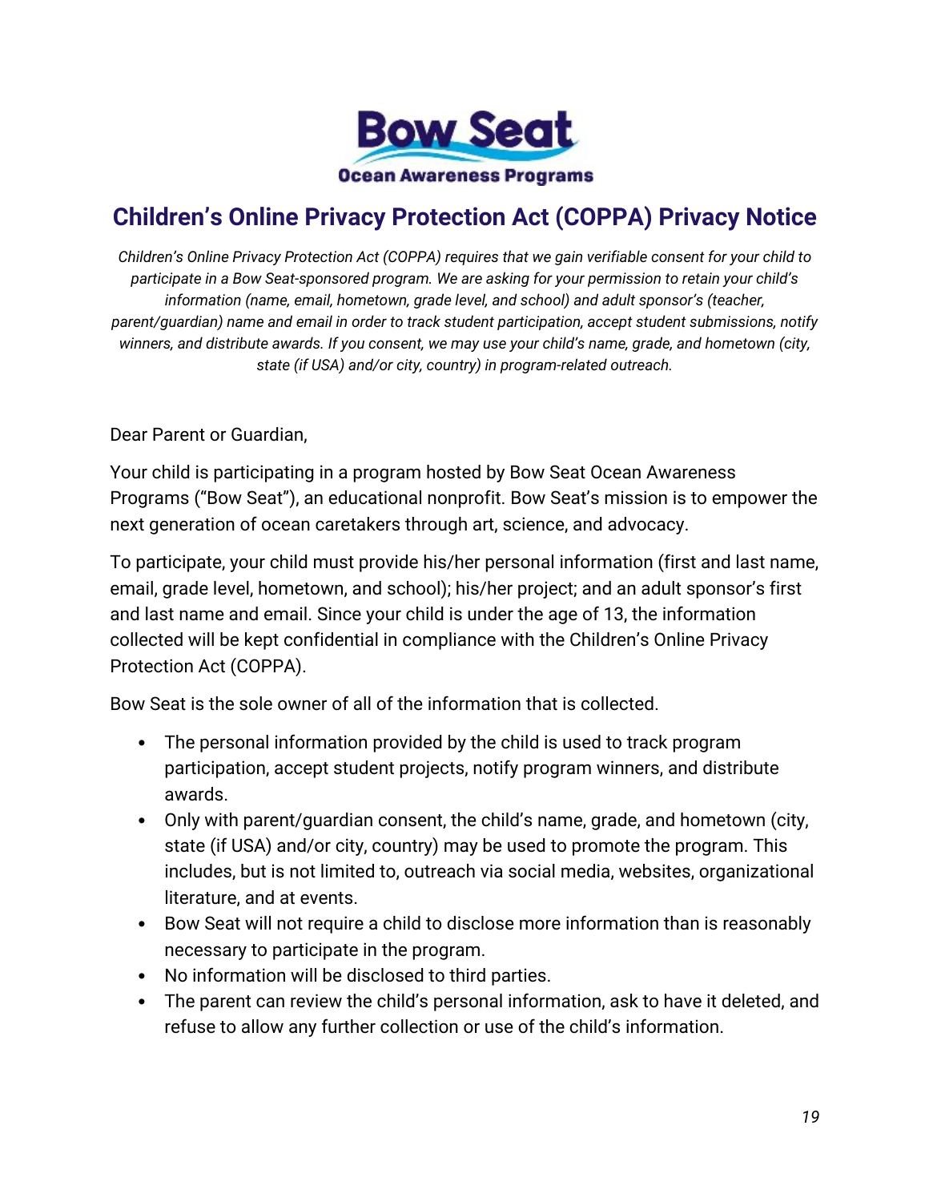# Children's Online Privacy Protection Act (COPPA) Privacy Notice

*Children's Online Privacy Protection Act (COPPA) requires that we gain verifiable consent for your child to participate in a Bow Seat-sponsored program. We are asking for your permission to retain your child's information (name, email, hometown, grade level, and school) and adult sponsor's (teacher, parent/guardian) name and email in order to track student participation, accept student submissions, notify winners, and distribute awards. If you consent, we may use your child's name, grade, and hometown (city, state (if USA) and/or city, country) in program-related outreach.*

Dear Parent or Guardian,

Your child is participating in a program hosted by Bow Seat Ocean Awareness Programs ("Bow Seat"), an educational nonprofit. Bow Seat's mission is to empower the next generation of ocean caretakers through art, science, and advocacy.

To participate, your child must provide his/her personal information (first and last name, email, grade level, hometown, and school); his/her project; and an adult sponsor's first and last name and email. Since your child is under the age of 13, the information collected will be kept confidential in compliance with the Children's Online Privacy Protection Act (COPPA).

Bow Seat is the sole owner of all of the information that is collected.

- The personal information provided by the child is used to track program participation, accept student projects, notify program winners, and distribute awards.
- Only with parent/guardian consent, the child's name, grade, and hometown (city, state (if USA) and/or city, country) may be used to promote the program. This includes, but is not limited to, outreach via social media, websites, organizational literature, and at events.
- Bow Seat will not require a child to disclose more information than is reasonably necessary to participate in the program.
- No information will be disclosed to third parties.
- The parent can review the child's personal information, ask to have it deleted, and refuse to allow any further collection or use of the child's information.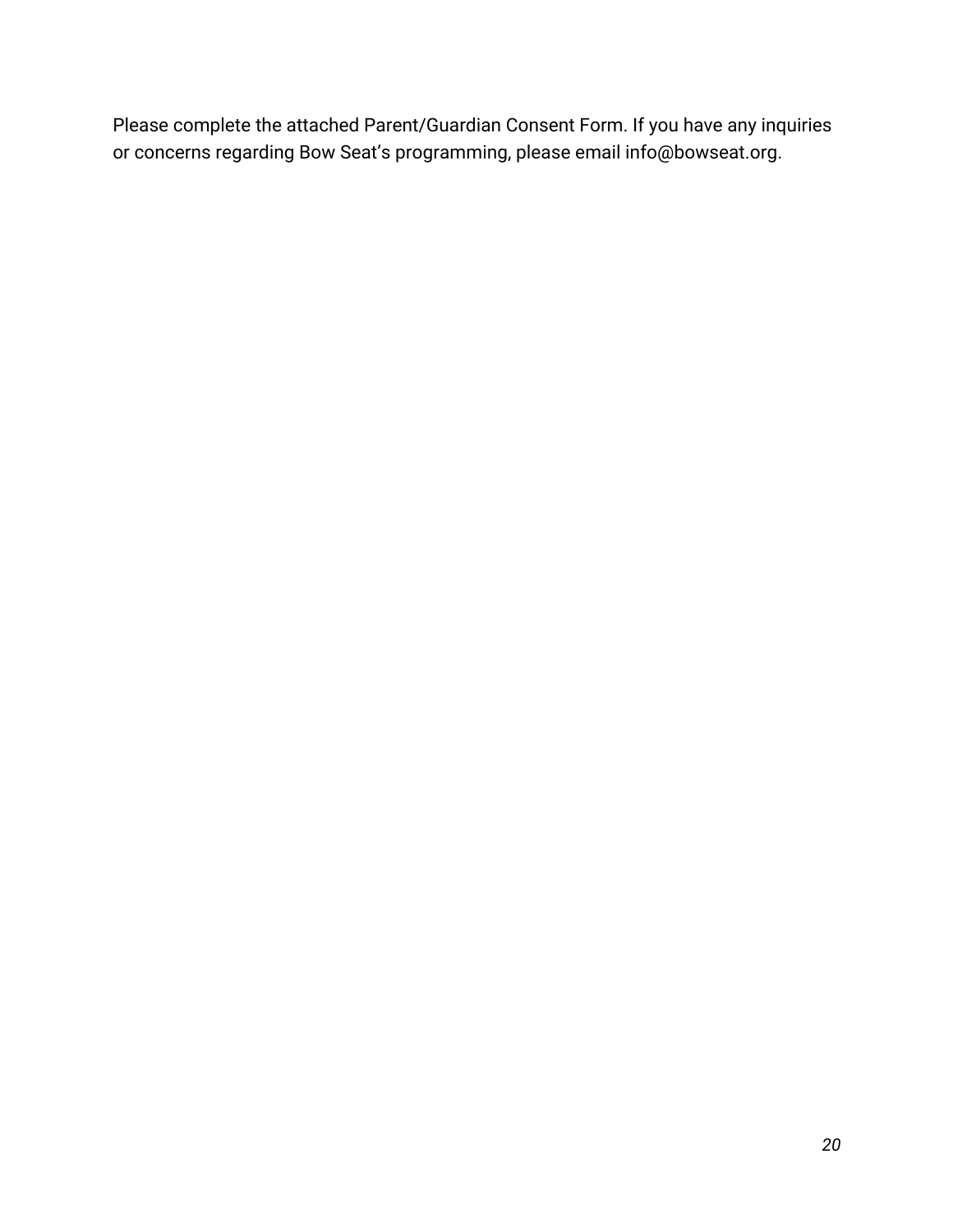Please complete the attached Parent/Guardian Consent Form. If you have any inquiries or concerns regarding Bow Seat's programming, please email info@bowseat.org.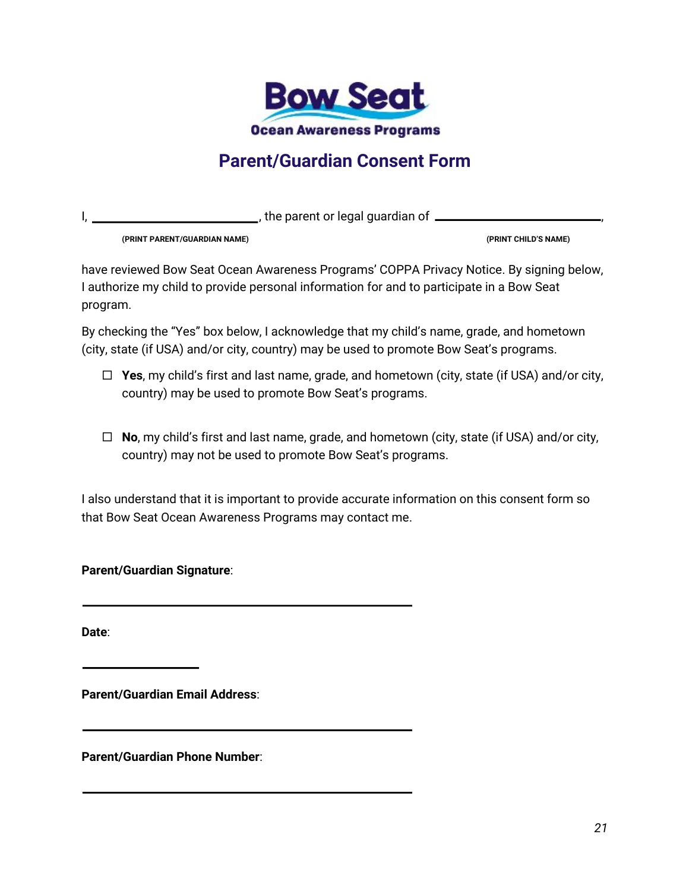Bow Seat

Ocean Awareness Programs

# Parent/Guardian Consent Form

I, ______________________________, the parent or legal guardian of ______________________________,

(PRINT PARENT/GUARDIAN NAME) (PRINT CHILD'S NAME)

have reviewed Bow Seat Ocean Awareness Programs' COPPA Privacy Notice. By signing below, I authorize my child to provide personal information for and to participate in a Bow Seat program.

By checking the "Yes" box below, I acknowledge that my child's name, grade, and hometown (city, state (if USA) and/or city, country) may be used to promote Bow Seat's programs.

- ☐ **Yes**, my child's first and last name, grade, and hometown (city, state (if USA) and/or city, country) may be used to promote Bow Seat's programs.

- ☐ **No**, my child's first and last name, grade, and hometown (city, state (if USA) and/or city, country) may not be used to promote Bow Seat's programs.

I also understand that it is important to provide accurate information on this consent form so that Bow Seat Ocean Awareness Programs may contact me.

**Parent/Guardian Signature**:

______________________________________________

**Date**:

____________________

**Parent/Guardian Email Address**:

______________________________________________

**Parent/Guardian Phone Number**:

______________________________________________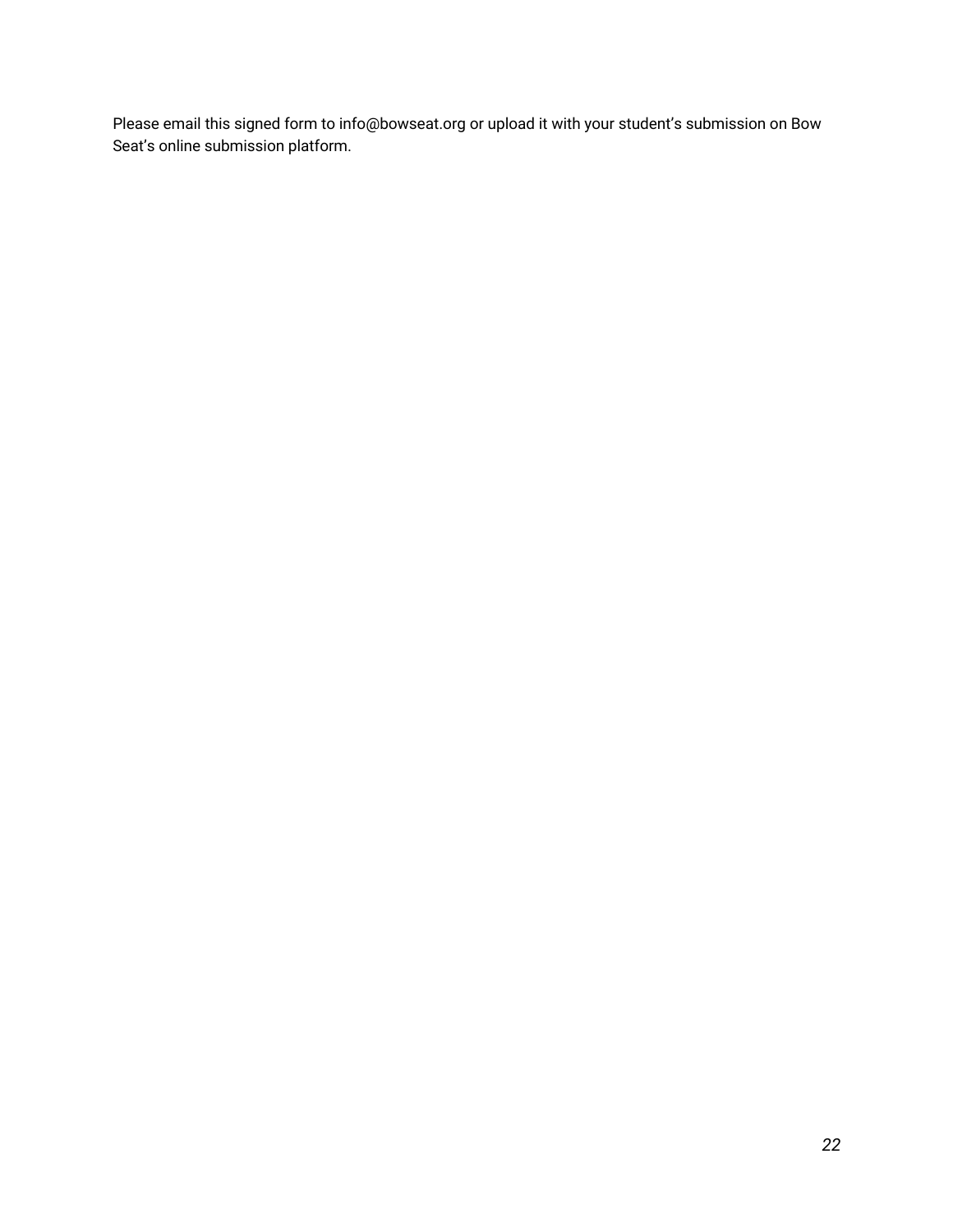Please email this signed form to info@bowseat.org or upload it with your student's submission on Bow Seat's online submission platform.